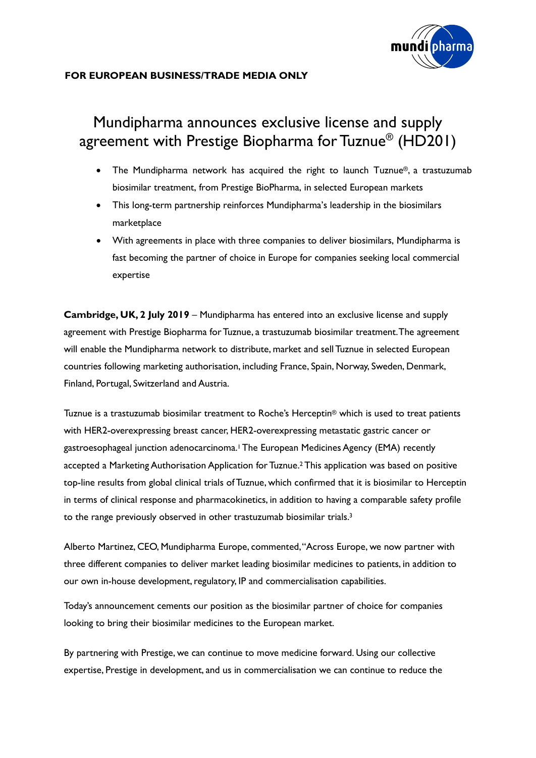**FOR EUROPEAN BUSINESS/TRADE MEDIA ONLY**

# Mundipharma announces exclusive license and supply agreement with Prestige Biopharma for Tuznue® (HD201)

- The Mundipharma network has acquired the right to launch Tuznue®, a trastuzumab biosimilar treatment, from Prestige BioPharma, in selected European markets
- This long-term partnership reinforces Mundipharma's leadership in the biosimilars marketplace
- With agreements in place with three companies to deliver biosimilars, Mundipharma is fast becoming the partner of choice in Europe for companies seeking local commercial expertise

**Cambridge, UK, 2 July 2019** – Mundipharma has entered into an exclusive license and supply agreement with Prestige Biopharma for Tuznue, a trastuzumab biosimilar treatment. The agreement will enable the Mundipharma network to distribute, market and sell Tuznue in selected European countries following marketing authorisation, including France, Spain, Norway, Sweden, Denmark, Finland, Portugal, Switzerland and Austria.

Tuznue is a trastuzumab biosimilar treatment to Roche's Herceptin® which is used to treat patients with HER2-overexpressing breast cancer, HER2-overexpressing metastatic gastric cancer or gastroesophageal junction adenocarcinoma.[1] The European Medicines Agency (EMA) recently accepted a Marketing Authorisation Application for Tuznue.[2] This application was based on positive top-line results from global clinical trials of Tuznue, which confirmed that it is biosimilar to Herceptin in terms of clinical response and pharmacokinetics, in addition to having a comparable safety profile to the range previously observed in other trastuzumab biosimilar trials.[3]

Alberto Martinez, CEO, Mundipharma Europe, commented, "Across Europe, we now partner with three different companies to deliver market leading biosimilar medicines to patients, in addition to our own in-house development, regulatory, IP and commercialisation capabilities.

Today's announcement cements our position as the biosimilar partner of choice for companies looking to bring their biosimilar medicines to the European market.

By partnering with Prestige, we can continue to move medicine forward. Using our collective expertise, Prestige in development, and us in commercialisation we can continue to reduce the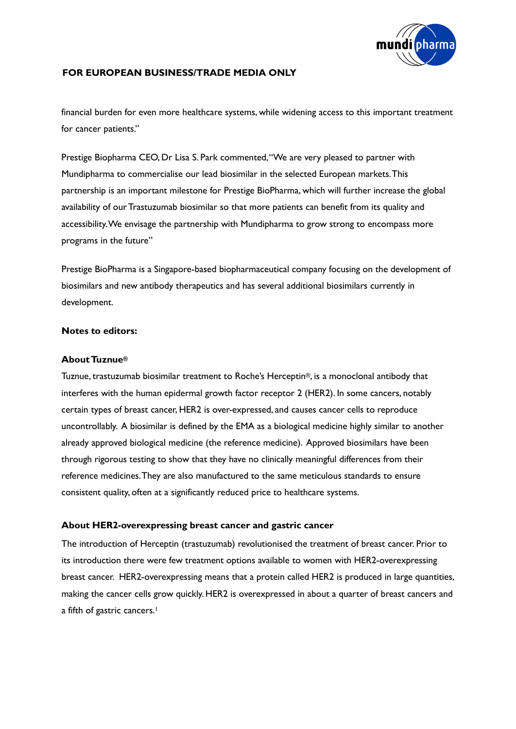**FOR EUROPEAN BUSINESS/TRADE MEDIA ONLY**

financial burden for even more healthcare systems, while widening access to this important treatment for cancer patients."

Prestige Biopharma CEO, Dr Lisa S. Park commented, "We are very pleased to partner with Mundipharma to commercialise our lead biosimilar in the selected European markets. This partnership is an important milestone for Prestige BioPharma, which will further increase the global availability of our Trastuzumab biosimilar so that more patients can benefit from its quality and accessibility. We envisage the partnership with Mundipharma to grow strong to encompass more programs in the future"

Prestige BioPharma is a Singapore-based biopharmaceutical company focusing on the development of biosimilars and new antibody therapeutics and has several additional biosimilars currently in development.

**Notes to editors:**

**About Tuznue®**

Tuznue, trastuzumab biosimilar treatment to Roche's Herceptin®, is a monoclonal antibody that interferes with the human epidermal growth factor receptor 2 (HER2). In some cancers, notably certain types of breast cancer, HER2 is over-expressed, and causes cancer cells to reproduce uncontrollably. A biosimilar is defined by the EMA as a biological medicine highly similar to another already approved biological medicine (the reference medicine). Approved biosimilars have been through rigorous testing to show that they have no clinically meaningful differences from their reference medicines. They are also manufactured to the same meticulous standards to ensure consistent quality, often at a significantly reduced price to healthcare systems.

**About HER2-overexpressing breast cancer and gastric cancer**

The introduction of Herceptin (trastuzumab) revolutionised the treatment of breast cancer. Prior to its introduction there were few treatment options available to women with HER2-overexpressing breast cancer. HER2-overexpressing means that a protein called HER2 is produced in large quantities, making the cancer cells grow quickly. HER2 is overexpressed in about a quarter of breast cancers and a fifth of gastric cancers.[1]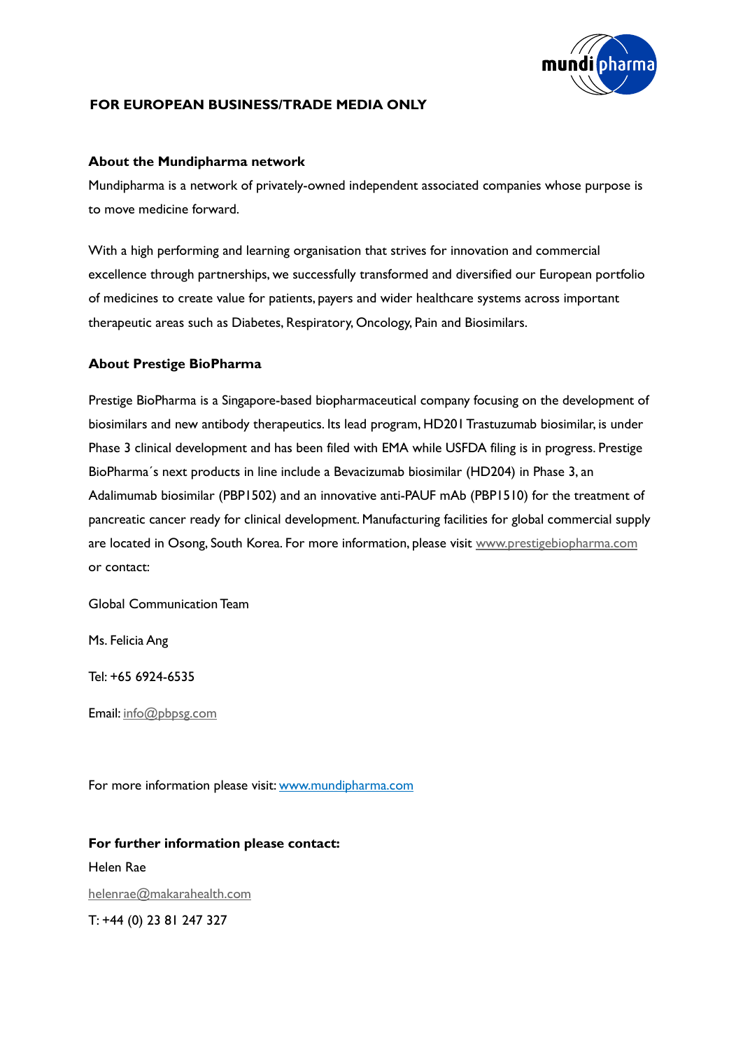**FOR EUROPEAN BUSINESS/TRADE MEDIA ONLY**

**About the Mundipharma network**

Mundipharma is a network of privately-owned independent associated companies whose purpose is to move medicine forward.

With a high performing and learning organisation that strives for innovation and commercial excellence through partnerships, we successfully transformed and diversified our European portfolio of medicines to create value for patients, payers and wider healthcare systems across important therapeutic areas such as Diabetes, Respiratory, Oncology, Pain and Biosimilars.

**About Prestige BioPharma**

Prestige BioPharma is a Singapore-based biopharmaceutical company focusing on the development of biosimilars and new antibody therapeutics. Its lead program, HD201 Trastuzumab biosimilar, is under Phase 3 clinical development and has been filed with EMA while USFDA filing is in progress. Prestige BioPharma´s next products in line include a Bevacizumab biosimilar (HD204) in Phase 3, an Adalimumab biosimilar (PBP1502) and an innovative anti-PAUF mAb (PBP1510) for the treatment of pancreatic cancer ready for clinical development. Manufacturing facilities for global commercial supply are located in Osong, South Korea. For more information, please visit www.prestigebiopharma.com or contact:

Global Communication Team

Ms. Felicia Ang

Tel: +65 6924-6535

Email: info@pbpsg.com

For more information please visit: www.mundipharma.com

**For further information please contact:**

Helen Rae

helenrae@makarahealth.com

T: +44 (0) 23 81 247 327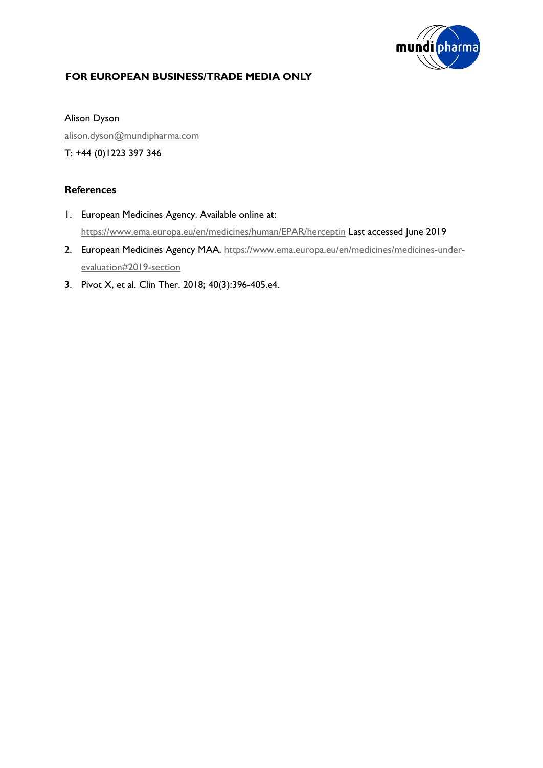**FOR EUROPEAN BUSINESS/TRADE MEDIA ONLY**

Alison Dyson

alison.dyson@mundipharma.com

T: +44 (0)1223 397 346

**References**

1. European Medicines Agency. Available online at: https://www.ema.europa.eu/en/medicines/human/EPAR/herceptin Last accessed June 2019
2. European Medicines Agency MAA. https://www.ema.europa.eu/en/medicines/medicines-under-evaluation#2019-section
3. Pivot X, et al. Clin Ther. 2018; 40(3):396-405.e4.